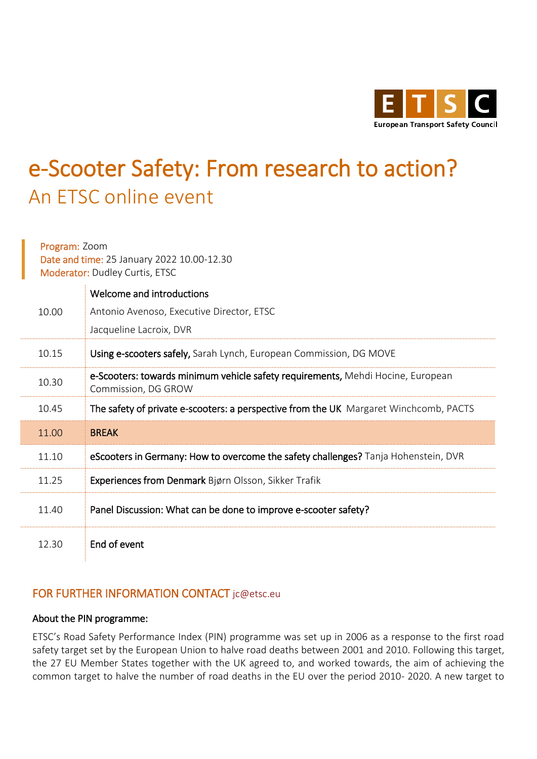ETSC
European Transport Safety Council

# e-Scooter Safety: From research to action?

## An ETSC online event

**Program:** Zoom
**Date and time:** 25 January 2022 10.00-12.30
**Moderator:** Dudley Curtis, ETSC

| Time | Session |
|---|---|
| 10.00 | **Welcome and introductions**<br>Antonio Avenoso, Executive Director, ETSC<br>Jacqueline Lacroix, DVR |
| 10.15 | **Using e-scooters safely,** Sarah Lynch, European Commission, DG MOVE |
| 10.30 | **e-Scooters: towards minimum vehicle safety requirements,** Mehdi Hocine, European Commission, DG GROW |
| 10.45 | **The safety of private e-scooters: a perspective from the UK** Margaret Winchcomb, PACTS |
| 11.00 | **BREAK** |
| 11.10 | **eScooters in Germany: How to overcome the safety challenges?** Tanja Hohenstein, DVR |
| 11.25 | **Experiences from Denmark** Bjørn Olsson, Sikker Trafik |
| 11.40 | **Panel Discussion: What can be done to improve e-scooter safety?** |
| 12.30 | **End of event** |

FOR FURTHER INFORMATION CONTACT jc@etsc.eu

**About the PIN programme:**

ETSC's Road Safety Performance Index (PIN) programme was set up in 2006 as a response to the first road safety target set by the European Union to halve road deaths between 2001 and 2010. Following this target, the 27 EU Member States together with the UK agreed to, and worked towards, the aim of achieving the common target to halve the number of road deaths in the EU over the period 2010- 2020. A new target to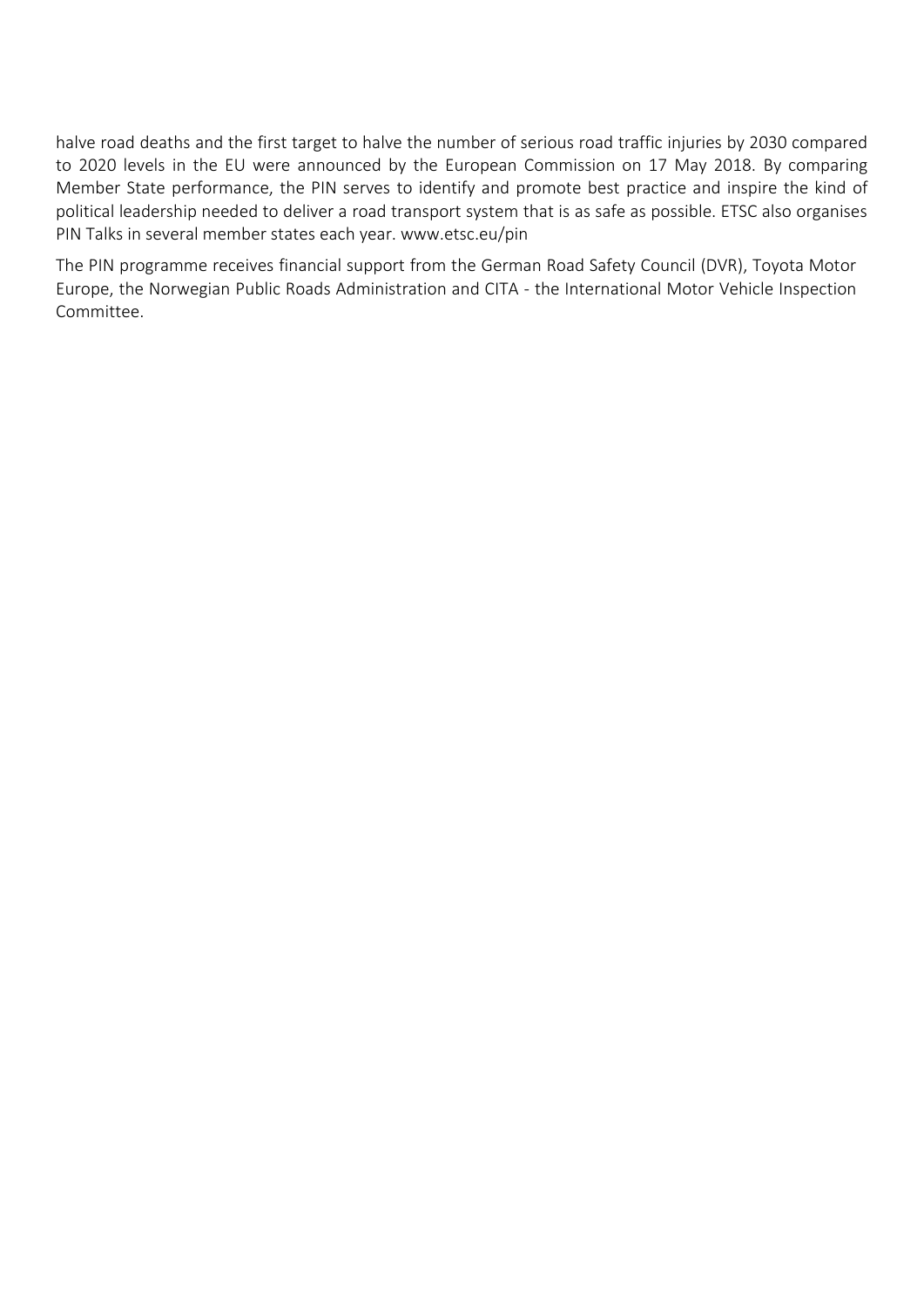halve road deaths and the first target to halve the number of serious road traffic injuries by 2030 compared to 2020 levels in the EU were announced by the European Commission on 17 May 2018. By comparing Member State performance, the PIN serves to identify and promote best practice and inspire the kind of political leadership needed to deliver a road transport system that is as safe as possible. ETSC also organises PIN Talks in several member states each year. www.etsc.eu/pin

The PIN programme receives financial support from the German Road Safety Council (DVR), Toyota Motor Europe, the Norwegian Public Roads Administration and CITA - the International Motor Vehicle Inspection Committee.